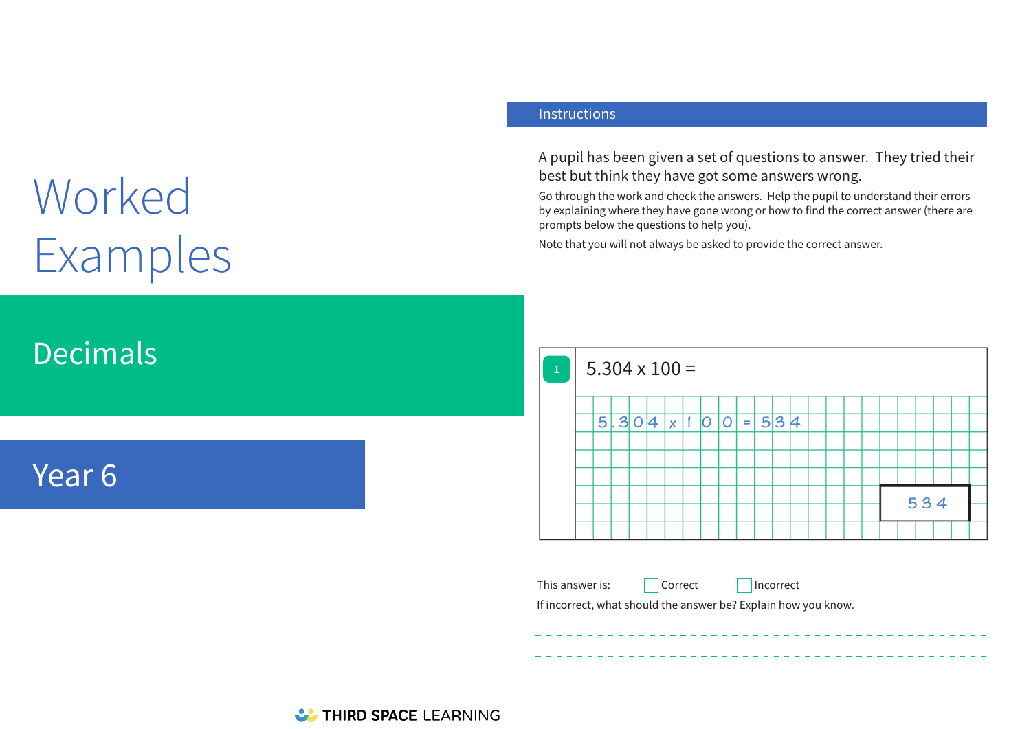# Worked Examples

## Decimals

## Year 6

### Instructions

A pupil has been given a set of questions to answer. They tried their best but think they have got some answers wrong.

Go through the work and check the answers. Help the pupil to understand their errors by explaining where they have gone wrong or how to find the correct answer (there are prompts below the questions to help you).

Note that you will not always be asked to provide the correct answer.

**1** 5.304 x 100 =

5.304 x 100 = 534

534

This answer is: ☐ Correct ☐ Incorrect

If incorrect, what should the answer be? Explain how you know.

---

---

---

THIRD SPACE LEARNING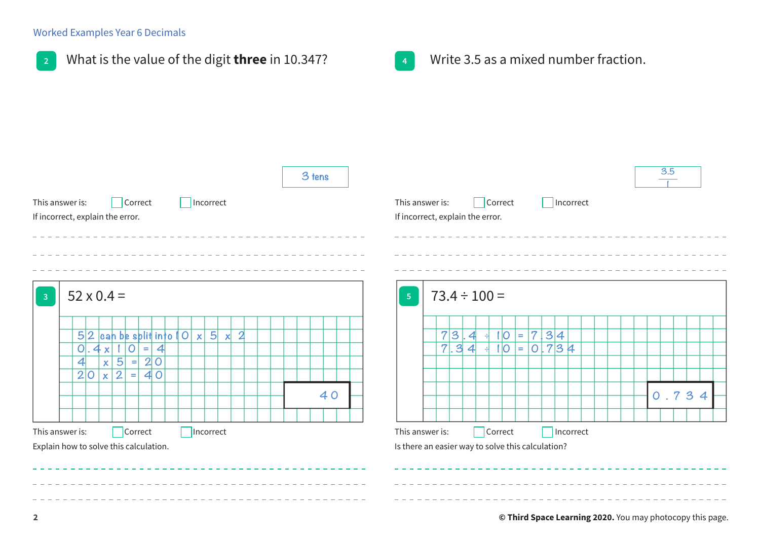Worked Examples Year 6 Decimals

## 2 What is the value of the digit **three** in 10.347?

3 tens

This answer is: ☐ Correct ☐ Incorrect

If incorrect, explain the error.

## 4 Write 3.5 as a mixed number fraction.

$\frac{3.5}{1}$

This answer is: ☐ Correct ☐ Incorrect

If incorrect, explain the error.

## 3 52 x 0.4 =

52 can be split into 10 x 5 x 2

0.4 x 10 = 4

4 x 5 = 20

20 x 2 = 40

**40**

This answer is: ☐ Correct ☐ Incorrect

Explain how to solve this calculation.

## 5 73.4 ÷ 100 =

73.4 ÷ 10 = 7.34

7.34 ÷ 10 = 0.734

**0.734**

This answer is: ☐ Correct ☐ Incorrect

Is there an easier way to solve this calculation?

© **Third Space Learning 2020.** You may photocopy this page.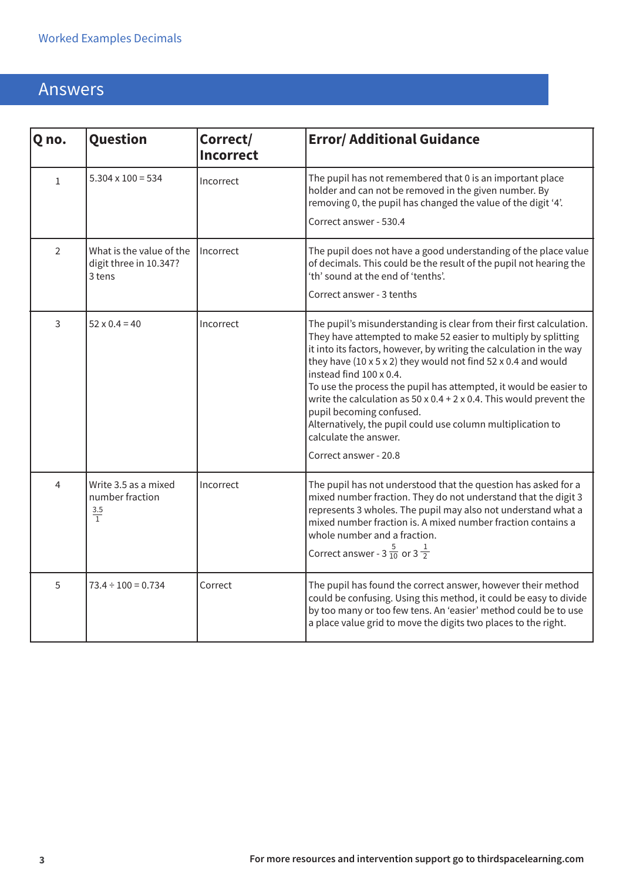## Answers

| Q no. | Question | Correct/ Incorrect | Error/ Additional Guidance |
|---|---|---|---|
| 1 | 5.304 x 100 = 534 | Incorrect | The pupil has not remembered that 0 is an important place holder and can not be removed in the given number. By removing 0, the pupil has changed the value of the digit '4'.<br><br>Correct answer - 530.4 |
| 2 | What is the value of the digit three in 10.347? 3 tens | Incorrect | The pupil does not have a good understanding of the place value of decimals. This could be the result of the pupil not hearing the 'th' sound at the end of 'tenths'.<br><br>Correct answer - 3 tenths |
| 3 | 52 x 0.4 = 40 | Incorrect | The pupil's misunderstanding is clear from their first calculation. They have attempted to make 52 easier to multiply by splitting it into its factors, however, by writing the calculation in the way they have (10 x 5 x 2) they would not find 52 x 0.4 and would instead find 100 x 0.4.<br>To use the process the pupil has attempted, it would be easier to write the calculation as 50 x 0.4 + 2 x 0.4. This would prevent the pupil becoming confused.<br>Alternatively, the pupil could use column multiplication to calculate the answer.<br><br>Correct answer - 20.8 |
| 4 | Write 3.5 as a mixed number fraction $\frac{3.5}{1}$ | Incorrect | The pupil has not understood that the question has asked for a mixed number fraction. They do not understand that the digit 3 represents 3 wholes. The pupil may also not understand what a mixed number fraction is. A mixed number fraction contains a whole number and a fraction.<br><br>Correct answer - $3\frac{5}{10}$ or $3\frac{1}{2}$ |
| 5 | 73.4 ÷ 100 = 0.734 | Correct | The pupil has found the correct answer, however their method could be confusing. Using this method, it could be easy to divide by too many or too few tens. An 'easier' method could be to use a place value grid to move the digits two places to the right. |